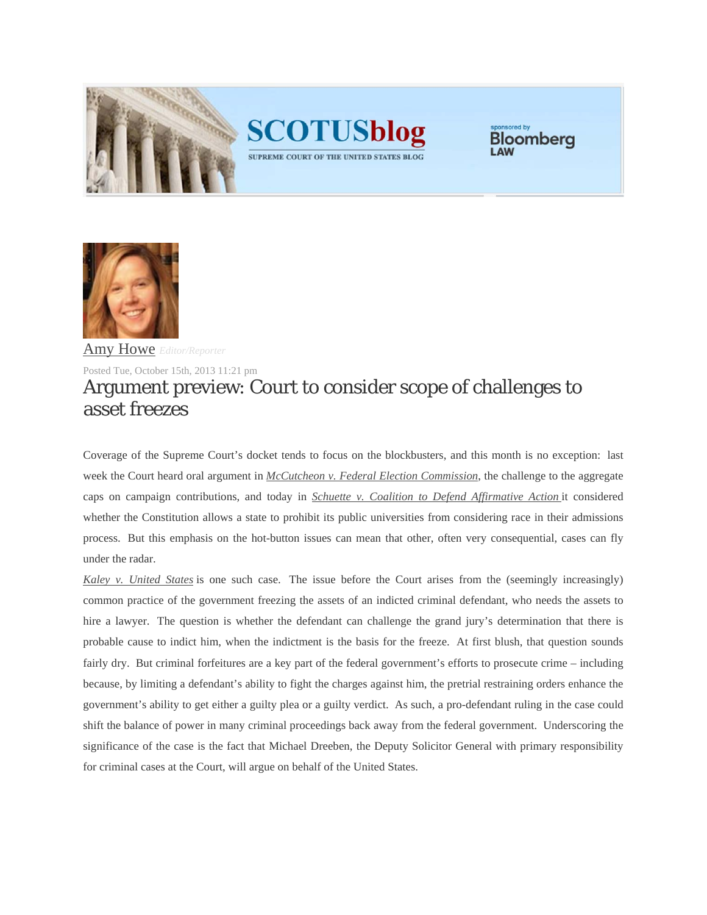Amy Howe *Editor/Reporter*

Posted Tue, October 15th, 2013 11:21 pm

# Argument preview: Court to consider scope of challenges to asset freezes

Coverage of the Supreme Court's docket tends to focus on the blockbusters, and this month is no exception: last week the Court heard oral argument in *McCutcheon v. Federal Election Commission*, the challenge to the aggregate caps on campaign contributions, and today in *Schuette v. Coalition to Defend Affirmative Action* it considered whether the Constitution allows a state to prohibit its public universities from considering race in their admissions process. But this emphasis on the hot-button issues can mean that other, often very consequential, cases can fly under the radar.

*Kaley v. United States* is one such case. The issue before the Court arises from the (seemingly increasingly) common practice of the government freezing the assets of an indicted criminal defendant, who needs the assets to hire a lawyer. The question is whether the defendant can challenge the grand jury's determination that there is probable cause to indict him, when the indictment is the basis for the freeze. At first blush, that question sounds fairly dry. But criminal forfeitures are a key part of the federal government's efforts to prosecute crime – including because, by limiting a defendant's ability to fight the charges against him, the pretrial restraining orders enhance the government's ability to get either a guilty plea or a guilty verdict. As such, a pro-defendant ruling in the case could shift the balance of power in many criminal proceedings back away from the federal government. Underscoring the significance of the case is the fact that Michael Dreeben, the Deputy Solicitor General with primary responsibility for criminal cases at the Court, will argue on behalf of the United States.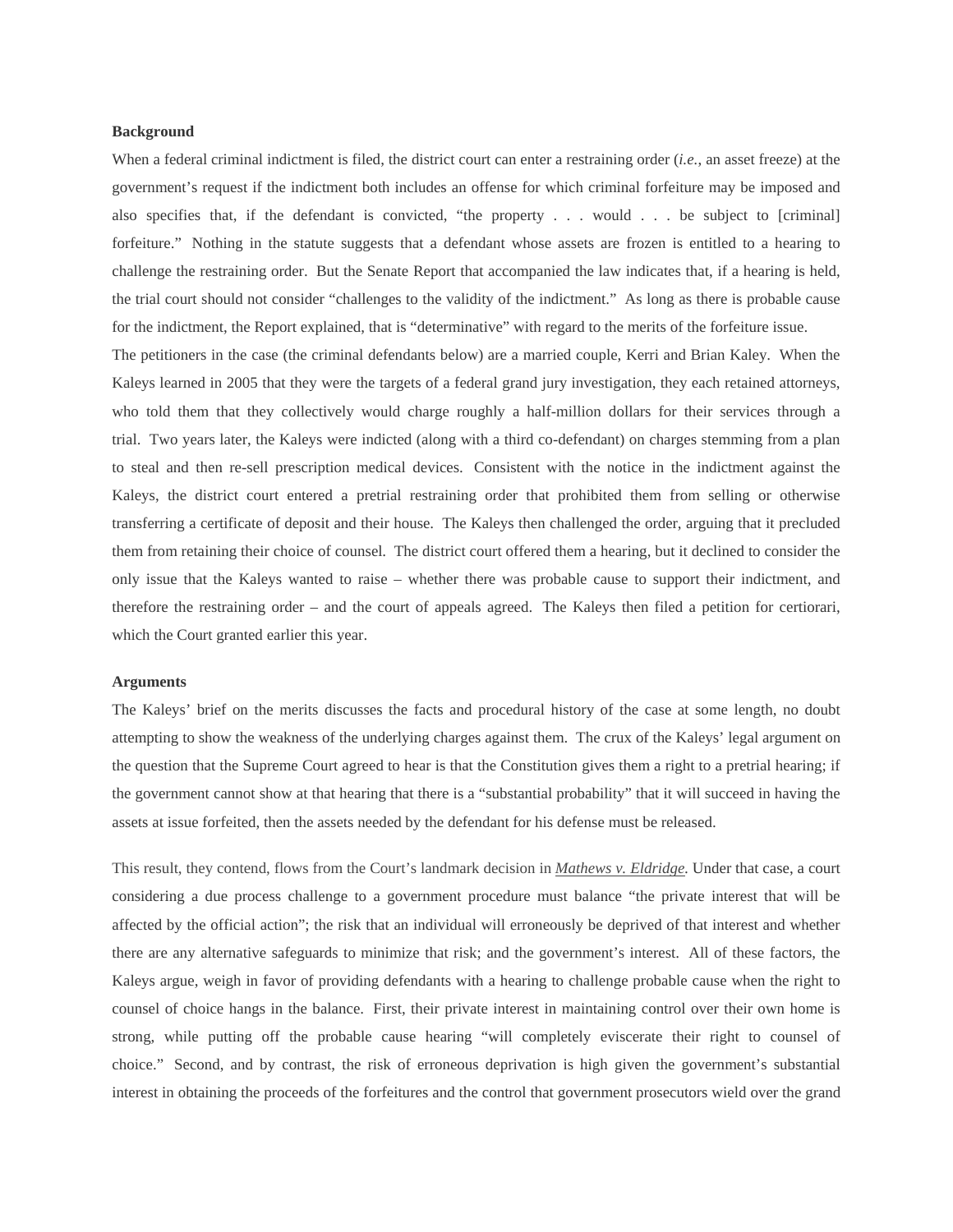**Background**

When a federal criminal indictment is filed, the district court can enter a restraining order (*i.e.*, an asset freeze) at the government's request if the indictment both includes an offense for which criminal forfeiture may be imposed and also specifies that, if the defendant is convicted, "the property . . . would . . . be subject to [criminal] forfeiture." Nothing in the statute suggests that a defendant whose assets are frozen is entitled to a hearing to challenge the restraining order. But the Senate Report that accompanied the law indicates that, if a hearing is held, the trial court should not consider "challenges to the validity of the indictment." As long as there is probable cause for the indictment, the Report explained, that is "determinative" with regard to the merits of the forfeiture issue.

The petitioners in the case (the criminal defendants below) are a married couple, Kerri and Brian Kaley. When the Kaleys learned in 2005 that they were the targets of a federal grand jury investigation, they each retained attorneys, who told them that they collectively would charge roughly a half-million dollars for their services through a trial. Two years later, the Kaleys were indicted (along with a third co-defendant) on charges stemming from a plan to steal and then re-sell prescription medical devices. Consistent with the notice in the indictment against the Kaleys, the district court entered a pretrial restraining order that prohibited them from selling or otherwise transferring a certificate of deposit and their house. The Kaleys then challenged the order, arguing that it precluded them from retaining their choice of counsel. The district court offered them a hearing, but it declined to consider the only issue that the Kaleys wanted to raise – whether there was probable cause to support their indictment, and therefore the restraining order – and the court of appeals agreed. The Kaleys then filed a petition for certiorari, which the Court granted earlier this year.

**Arguments**

The Kaleys' brief on the merits discusses the facts and procedural history of the case at some length, no doubt attempting to show the weakness of the underlying charges against them. The crux of the Kaleys' legal argument on the question that the Supreme Court agreed to hear is that the Constitution gives them a right to a pretrial hearing; if the government cannot show at that hearing that there is a "substantial probability" that it will succeed in having the assets at issue forfeited, then the assets needed by the defendant for his defense must be released.

This result, they contend, flows from the Court's landmark decision in *Mathews v. Eldridge*. Under that case, a court considering a due process challenge to a government procedure must balance "the private interest that will be affected by the official action"; the risk that an individual will erroneously be deprived of that interest and whether there are any alternative safeguards to minimize that risk; and the government's interest. All of these factors, the Kaleys argue, weigh in favor of providing defendants with a hearing to challenge probable cause when the right to counsel of choice hangs in the balance. First, their private interest in maintaining control over their own home is strong, while putting off the probable cause hearing "will completely eviscerate their right to counsel of choice." Second, and by contrast, the risk of erroneous deprivation is high given the government's substantial interest in obtaining the proceeds of the forfeitures and the control that government prosecutors wield over the grand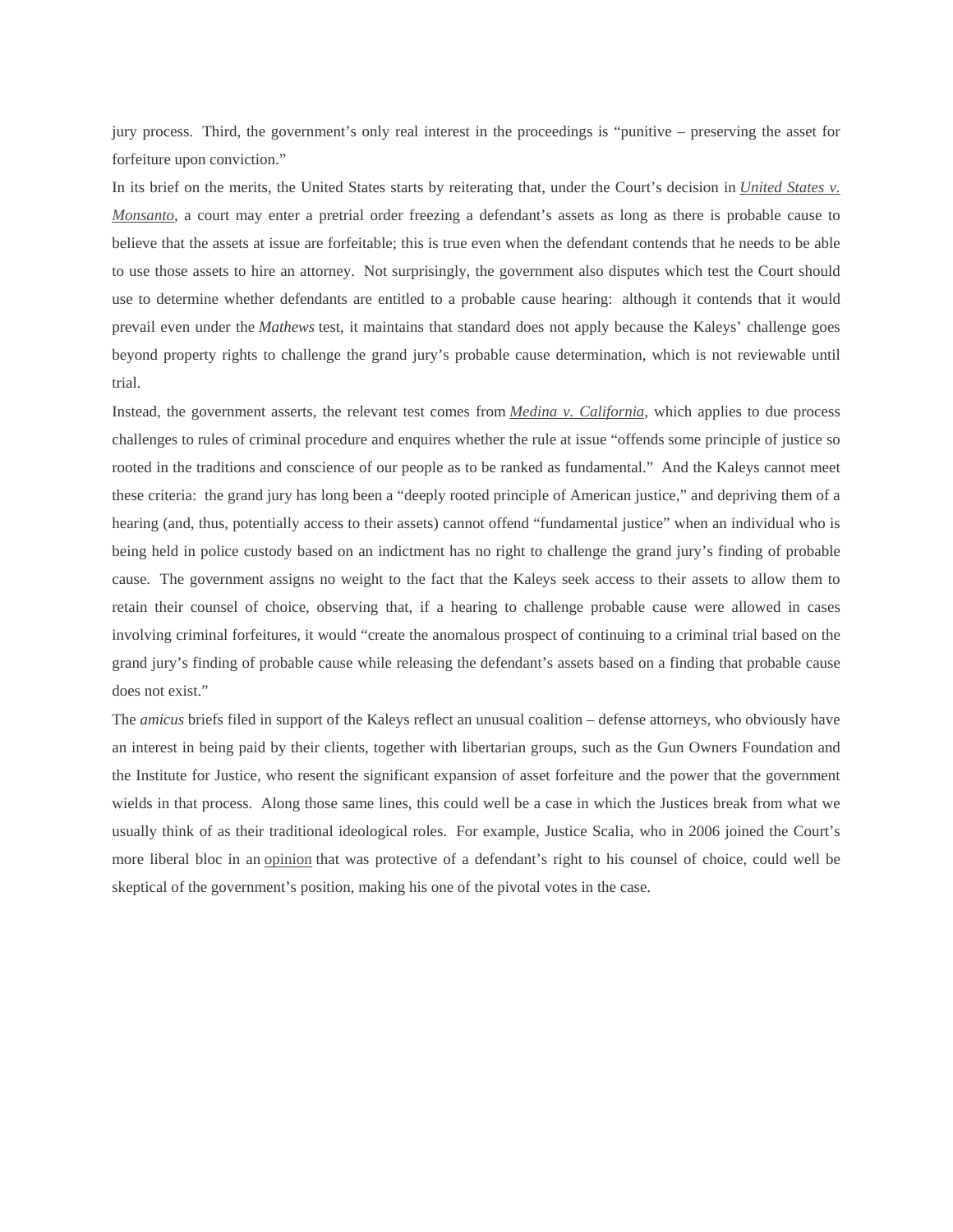jury process. Third, the government's only real interest in the proceedings is "punitive – preserving the asset for forfeiture upon conviction."

In its brief on the merits, the United States starts by reiterating that, under the Court's decision in *United States v. Monsanto*, a court may enter a pretrial order freezing a defendant's assets as long as there is probable cause to believe that the assets at issue are forfeitable; this is true even when the defendant contends that he needs to be able to use those assets to hire an attorney. Not surprisingly, the government also disputes which test the Court should use to determine whether defendants are entitled to a probable cause hearing: although it contends that it would prevail even under the *Mathews* test, it maintains that standard does not apply because the Kaleys' challenge goes beyond property rights to challenge the grand jury's probable cause determination, which is not reviewable until trial.

Instead, the government asserts, the relevant test comes from *Medina v. California*, which applies to due process challenges to rules of criminal procedure and enquires whether the rule at issue "offends some principle of justice so rooted in the traditions and conscience of our people as to be ranked as fundamental." And the Kaleys cannot meet these criteria: the grand jury has long been a "deeply rooted principle of American justice," and depriving them of a hearing (and, thus, potentially access to their assets) cannot offend "fundamental justice" when an individual who is being held in police custody based on an indictment has no right to challenge the grand jury's finding of probable cause. The government assigns no weight to the fact that the Kaleys seek access to their assets to allow them to retain their counsel of choice, observing that, if a hearing to challenge probable cause were allowed in cases involving criminal forfeitures, it would "create the anomalous prospect of continuing to a criminal trial based on the grand jury's finding of probable cause while releasing the defendant's assets based on a finding that probable cause does not exist."

The *amicus* briefs filed in support of the Kaleys reflect an unusual coalition – defense attorneys, who obviously have an interest in being paid by their clients, together with libertarian groups, such as the Gun Owners Foundation and the Institute for Justice, who resent the significant expansion of asset forfeiture and the power that the government wields in that process. Along those same lines, this could well be a case in which the Justices break from what we usually think of as their traditional ideological roles. For example, Justice Scalia, who in 2006 joined the Court's more liberal bloc in an opinion that was protective of a defendant's right to his counsel of choice, could well be skeptical of the government's position, making his one of the pivotal votes in the case.